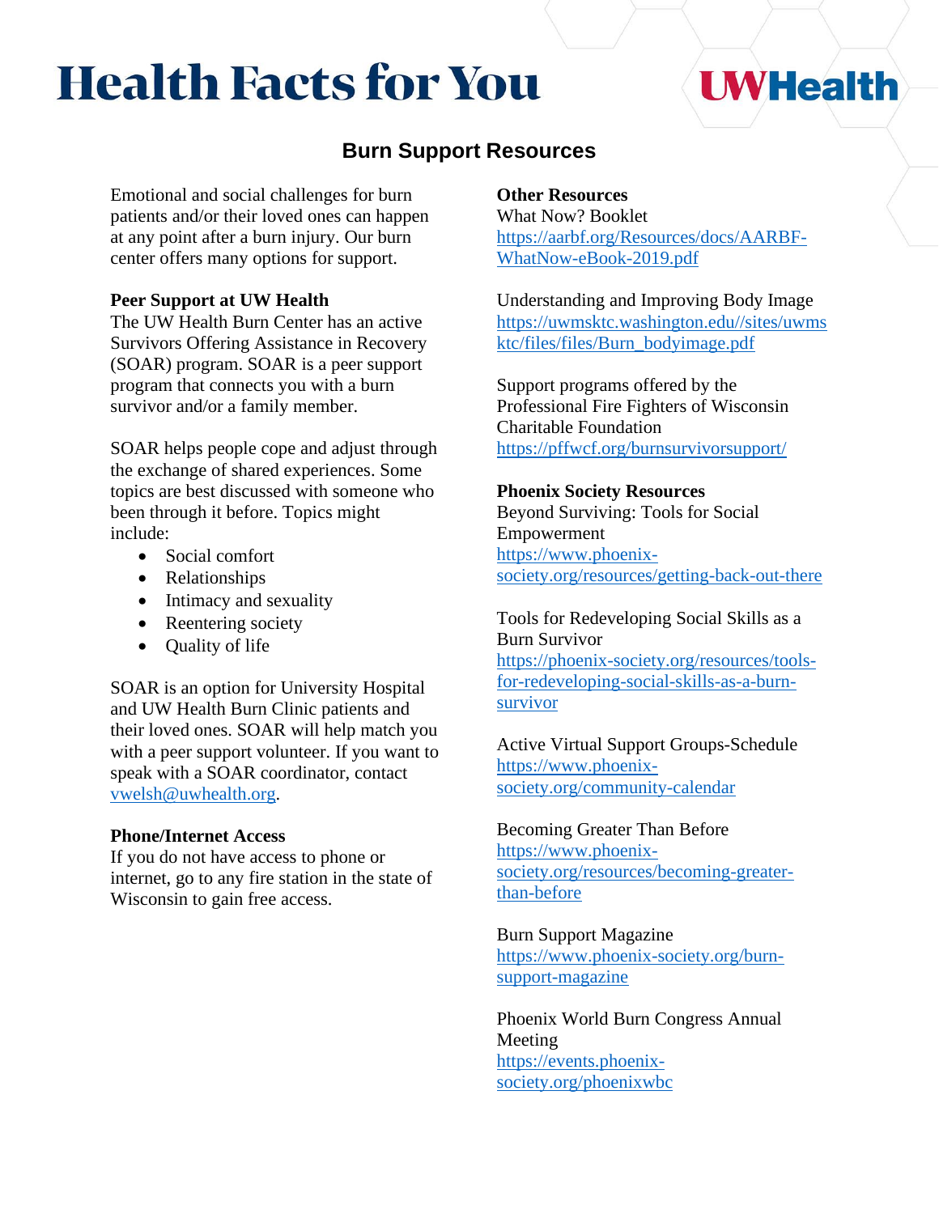# Health Facts for You

## Burn Support Resources

Emotional and social challenges for burn patients and/or their loved ones can happen at any point after a burn injury. Our burn center offers many options for support.

**Peer Support at UW Health**

The UW Health Burn Center has an active Survivors Offering Assistance in Recovery (SOAR) program. SOAR is a peer support program that connects you with a burn survivor and/or a family member.

SOAR helps people cope and adjust through the exchange of shared experiences. Some topics are best discussed with someone who been through it before. Topics might include:

- Social comfort
- Relationships
- Intimacy and sexuality
- Reentering society
- Quality of life

SOAR is an option for University Hospital and UW Health Burn Clinic patients and their loved ones. SOAR will help match you with a peer support volunteer. If you want to speak with a SOAR coordinator, contact vwelsh@uwhealth.org.

**Phone/Internet Access**

If you do not have access to phone or internet, go to any fire station in the state of Wisconsin to gain free access.

**Other Resources**

What Now? Booklet
https://aarbf.org/Resources/docs/AARBF-WhatNow-eBook-2019.pdf

Understanding and Improving Body Image
https://uwmsktc.washington.edu//sites/uwmsktc/files/files/Burn_bodyimage.pdf

Support programs offered by the Professional Fire Fighters of Wisconsin Charitable Foundation
https://pffwcf.org/burnsurvivorsupport/

**Phoenix Society Resources**

Beyond Surviving: Tools for Social Empowerment
https://www.phoenix-society.org/resources/getting-back-out-there

Tools for Redeveloping Social Skills as a Burn Survivor
https://phoenix-society.org/resources/tools-for-redeveloping-social-skills-as-a-burn-survivor

Active Virtual Support Groups-Schedule
https://www.phoenix-society.org/community-calendar

Becoming Greater Than Before
https://www.phoenix-society.org/resources/becoming-greater-than-before

Burn Support Magazine
https://www.phoenix-society.org/burn-support-magazine

Phoenix World Burn Congress Annual Meeting
https://events.phoenix-society.org/phoenixwbc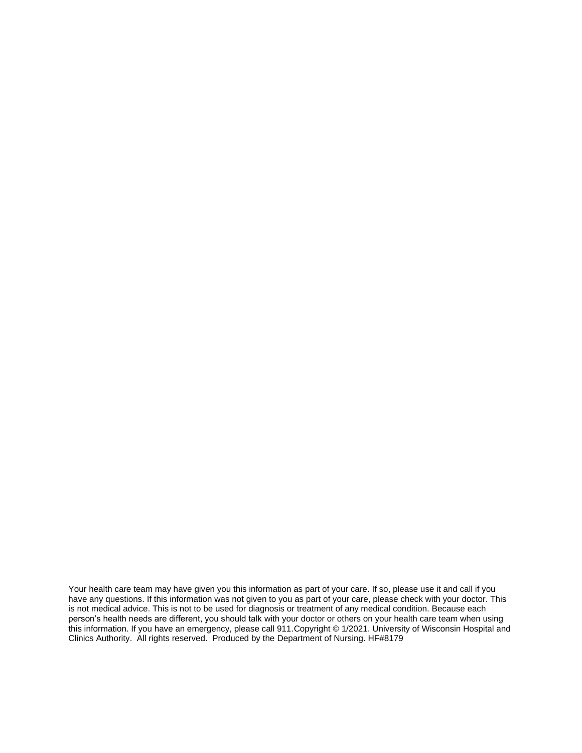Your health care team may have given you this information as part of your care. If so, please use it and call if you have any questions. If this information was not given to you as part of your care, please check with your doctor. This is not medical advice. This is not to be used for diagnosis or treatment of any medical condition. Because each person's health needs are different, you should talk with your doctor or others on your health care team when using this information. If you have an emergency, please call 911.Copyright © 1/2021. University of Wisconsin Hospital and Clinics Authority. All rights reserved. Produced by the Department of Nursing. HF#8179